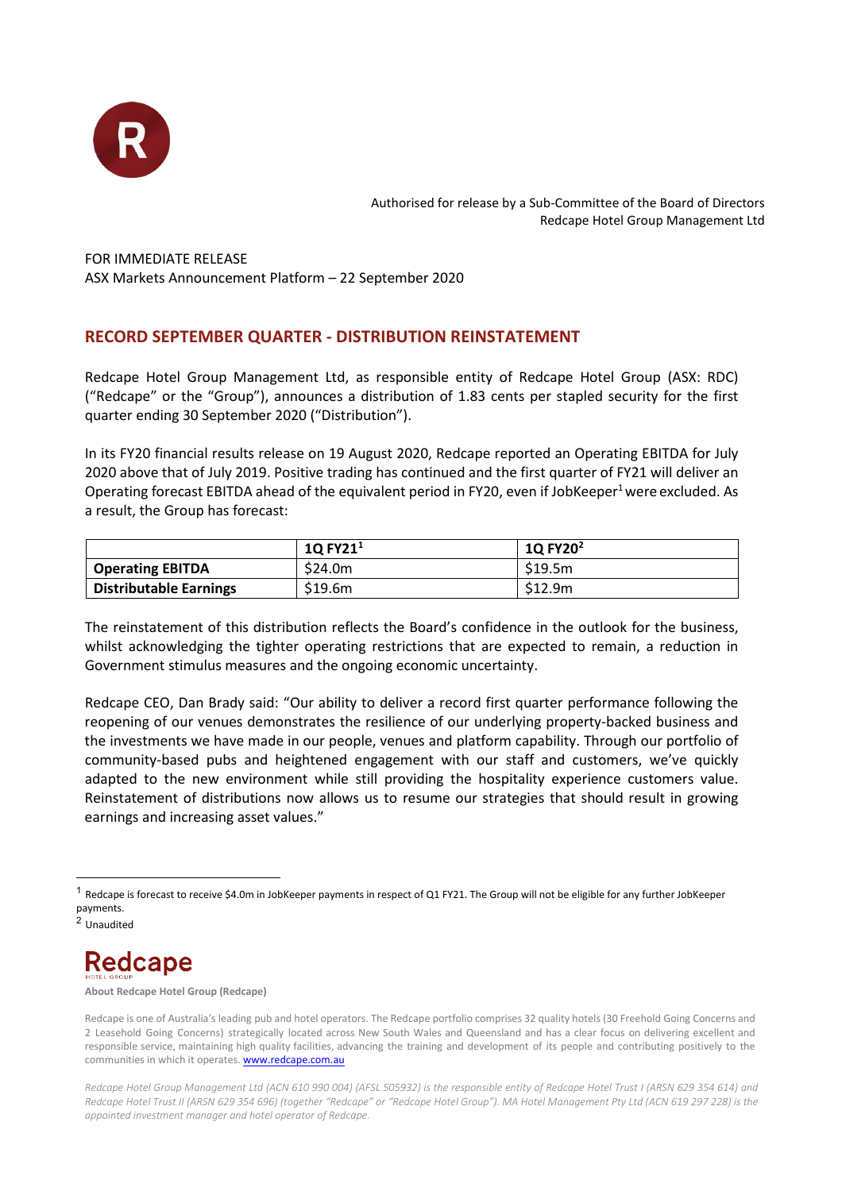Authorised for release by a Sub-Committee of the Board of Directors
Redcape Hotel Group Management Ltd

FOR IMMEDIATE RELEASE
ASX Markets Announcement Platform – 22 September 2020

## RECORD SEPTEMBER QUARTER - DISTRIBUTION REINSTATEMENT

Redcape Hotel Group Management Ltd, as responsible entity of Redcape Hotel Group (ASX: RDC) ("Redcape" or the "Group"), announces a distribution of 1.83 cents per stapled security for the first quarter ending 30 September 2020 ("Distribution").

In its FY20 financial results release on 19 August 2020, Redcape reported an Operating EBITDA for July 2020 above that of July 2019. Positive trading has continued and the first quarter of FY21 will deliver an Operating forecast EBITDA ahead of the equivalent period in FY20, even if JobKeeper[1] were excluded. As a result, the Group has forecast:

| | 1Q FY21[1] | 1Q FY20[2] |
|---|---|---|
| **Operating EBITDA** | $24.0m | $19.5m |
| **Distributable Earnings** | $19.6m | $12.9m |

The reinstatement of this distribution reflects the Board's confidence in the outlook for the business, whilst acknowledging the tighter operating restrictions that are expected to remain, a reduction in Government stimulus measures and the ongoing economic uncertainty.

Redcape CEO, Dan Brady said: "Our ability to deliver a record first quarter performance following the reopening of our venues demonstrates the resilience of our underlying property-backed business and the investments we have made in our people, venues and platform capability. Through our portfolio of community-based pubs and heightened engagement with our staff and customers, we've quickly adapted to the new environment while still providing the hospitality experience customers value. Reinstatement of distributions now allows us to resume our strategies that should result in growing earnings and increasing asset values."

[1] Redcape is forecast to receive $4.0m in JobKeeper payments in respect of Q1 FY21. The Group will not be eligible for any further JobKeeper payments.

[2] Unaudited

**About Redcape Hotel Group (Redcape)**

Redcape is one of Australia's leading pub and hotel operators. The Redcape portfolio comprises 32 quality hotels (30 Freehold Going Concerns and 2 Leasehold Going Concerns) strategically located across New South Wales and Queensland and has a clear focus on delivering excellent and responsible service, maintaining high quality facilities, advancing the training and development of its people and contributing positively to the communities in which it operates. www.redcape.com.au

*Redcape Hotel Group Management Ltd (ACN 610 990 004) (AFSL 505932) is the responsible entity of Redcape Hotel Trust I (ARSN 629 354 614) and Redcape Hotel Trust II (ARSN 629 354 696) (together "Redcape" or "Redcape Hotel Group"). MA Hotel Management Pty Ltd (ACN 619 297 228) is the appointed investment manager and hotel operator of Redcape.*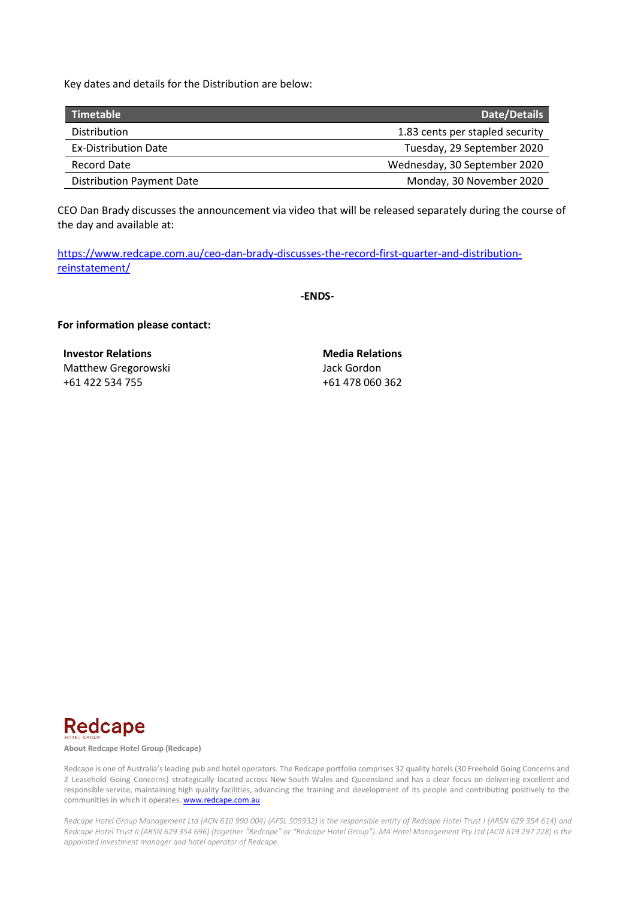Key dates and details for the Distribution are below:

| Timetable | Date/Details |
| --- | --- |
| Distribution | 1.83 cents per stapled security |
| Ex-Distribution Date | Tuesday, 29 September 2020 |
| Record Date | Wednesday, 30 September 2020 |
| Distribution Payment Date | Monday, 30 November 2020 |

CEO Dan Brady discusses the announcement via video that will be released separately during the course of the day and available at:

https://www.redcape.com.au/ceo-dan-brady-discusses-the-record-first-quarter-and-distribution-reinstatement/

**-ENDS-**

**For information please contact:**

**Investor Relations**
Matthew Gregorowski
+61 422 534 755

**Media Relations**
Jack Gordon
+61 478 060 362

Redcape
HOTEL GROUP

**About Redcape Hotel Group (Redcape)**

Redcape is one of Australia's leading pub and hotel operators. The Redcape portfolio comprises 32 quality hotels (30 Freehold Going Concerns and 2 Leasehold Going Concerns) strategically located across New South Wales and Queensland and has a clear focus on delivering excellent and responsible service, maintaining high quality facilities, advancing the training and development of its people and contributing positively to the communities in which it operates. www.redcape.com.au

*Redcape Hotel Group Management Ltd (ACN 610 990 004) (AFSL 505932) is the responsible entity of Redcape Hotel Trust I (ARSN 629 354 614) and Redcape Hotel Trust II (ARSN 629 354 696) (together "Redcape" or "Redcape Hotel Group"). MA Hotel Management Pty Ltd (ACN 619 297 228) is the appointed investment manager and hotel operator of Redcape.*